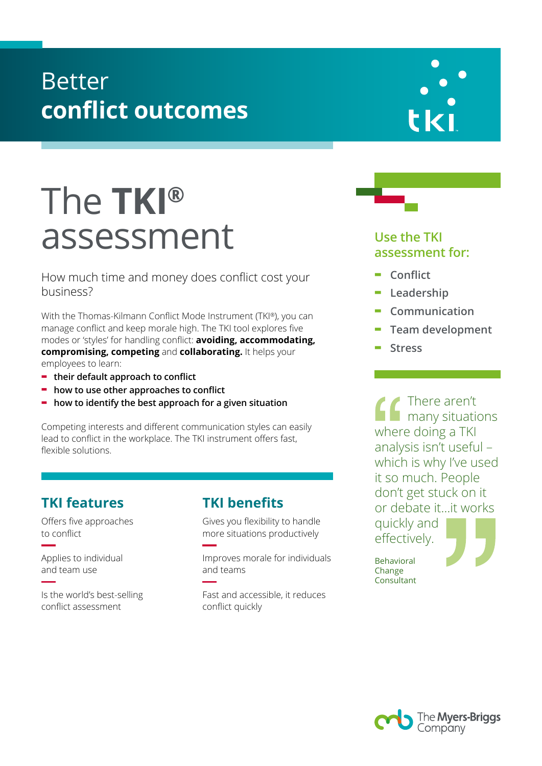# Better **conflict outcomes**

tki

# The **TKI®** assessment

How much time and money does conflict cost your business?

With the Thomas-Kilmann Conflict Mode Instrument (TKI®), you can manage conflict and keep morale high. The TKI tool explores five modes or 'styles' for handling conflict: **avoiding, accommodating, compromising, competing** and **collaborating.** It helps your employees to learn:

- **their default approach to conflict**
- **how to use other approaches to conflict**
- **how to identify the best approach for a given situation**

Competing interests and different communication styles can easily lead to conflict in the workplace. The TKI instrument offers fast, flexible solutions.

## TKI features

Offers five approaches to conflict

Applies to individual and team use

Is the world's best-selling conflict assessment

## TKI benefits

Gives you flexibility to handle more situations productively

Improves morale for individuals and teams

Fast and accessible, it reduces conflict quickly

## Use the TKI assessment for:

- Conflict
- Leadership
- Communication
- Team development
- Stress

> "There aren't many situations where doing a TKI analysis isn't useful – which is why I've used it so much. People don't get stuck on it or debate it...it works quickly and effectively."
>
> Behavioral Change Consultant

The Myers-Briggs Company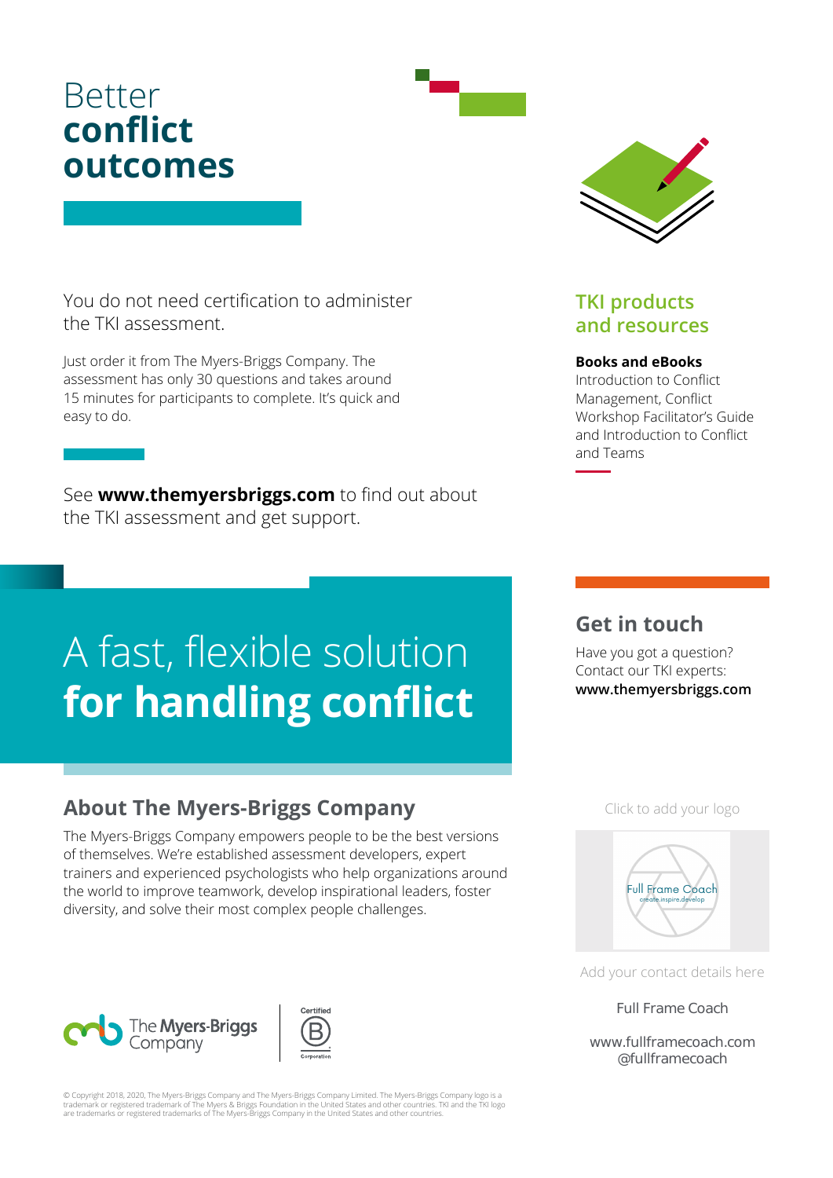# Better **conflict outcomes**

You do not need certification to administer the TKI assessment.

Just order it from The Myers-Briggs Company. The assessment has only 30 questions and takes around 15 minutes for participants to complete. It's quick and easy to do.

See **www.themyersbriggs.com** to find out about the TKI assessment and get support.

## A fast, flexible solution **for handling conflict**

## About The Myers-Briggs Company

The Myers-Briggs Company empowers people to be the best versions of themselves. We're established assessment developers, expert trainers and experienced psychologists who help organizations around the world to improve teamwork, develop inspirational leaders, foster diversity, and solve their most complex people challenges.

The Myers-Briggs Company

Certified B Corporation

© Copyright 2018, 2020, The Myers-Briggs Company and The Myers-Briggs Company Limited. The Myers-Briggs Company logo is a trademark or registered trademark of The Myers & Briggs Foundation in the United States and other countries. TKI and the TKI logo are trademarks or registered trademarks of The Myers-Briggs Company in the United States and other countries.

## TKI products and resources

**Books and eBooks**
Introduction to Conflict Management, Conflict Workshop Facilitator's Guide and Introduction to Conflict and Teams

## Get in touch

Have you got a question?
Contact our TKI experts:
**www.themyersbriggs.com**

Click to add your logo

Full Frame Coach
create.inspire.develop

Add your contact details here

Full Frame Coach

www.fullframecoach.com
@fullframecoach